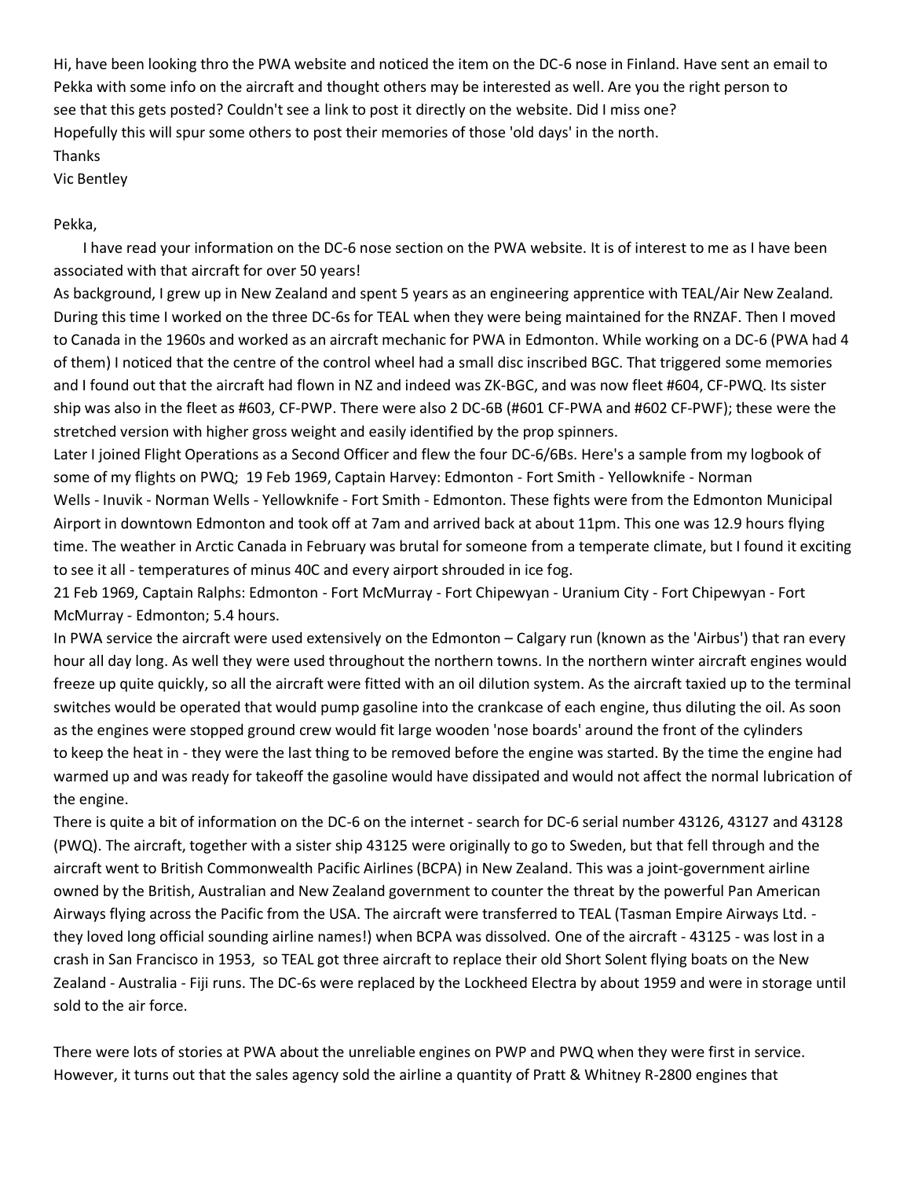Hi, have been looking thro the PWA website and noticed the item on the DC-6 nose in Finland. Have sent an email to Pekka with some info on the aircraft and thought others may be interested as well. Are you the right person to see that this gets posted? Couldn't see a link to post it directly on the website. Did I miss one?
Hopefully this will spur some others to post their memories of those 'old days' in the north.
Thanks
Vic Bentley

Pekka,

I have read your information on the DC-6 nose section on the PWA website. It is of interest to me as I have been associated with that aircraft for over 50 years!

As background, I grew up in New Zealand and spent 5 years as an engineering apprentice with TEAL/Air New Zealand. During this time I worked on the three DC-6s for TEAL when they were being maintained for the RNZAF. Then I moved to Canada in the 1960s and worked as an aircraft mechanic for PWA in Edmonton. While working on a DC-6 (PWA had 4 of them) I noticed that the centre of the control wheel had a small disc inscribed BGC. That triggered some memories and I found out that the aircraft had flown in NZ and indeed was ZK-BGC, and was now fleet #604, CF-PWQ. Its sister ship was also in the fleet as #603, CF-PWP. There were also 2 DC-6B (#601 CF-PWA and #602 CF-PWF); these were the stretched version with higher gross weight and easily identified by the prop spinners.

Later I joined Flight Operations as a Second Officer and flew the four DC-6/6Bs. Here's a sample from my logbook of some of my flights on PWQ; 19 Feb 1969, Captain Harvey: Edmonton - Fort Smith - Yellowknife - Norman Wells - Inuvik - Norman Wells - Yellowknife - Fort Smith - Edmonton. These fights were from the Edmonton Municipal Airport in downtown Edmonton and took off at 7am and arrived back at about 11pm. This one was 12.9 hours flying time. The weather in Arctic Canada in February was brutal for someone from a temperate climate, but I found it exciting to see it all - temperatures of minus 40C and every airport shrouded in ice fog.

21 Feb 1969, Captain Ralphs: Edmonton - Fort McMurray - Fort Chipewyan - Uranium City - Fort Chipewyan - Fort McMurray - Edmonton; 5.4 hours.

In PWA service the aircraft were used extensively on the Edmonton – Calgary run (known as the 'Airbus') that ran every hour all day long. As well they were used throughout the northern towns. In the northern winter aircraft engines would freeze up quite quickly, so all the aircraft were fitted with an oil dilution system. As the aircraft taxied up to the terminal switches would be operated that would pump gasoline into the crankcase of each engine, thus diluting the oil. As soon as the engines were stopped ground crew would fit large wooden 'nose boards' around the front of the cylinders to keep the heat in - they were the last thing to be removed before the engine was started. By the time the engine had warmed up and was ready for takeoff the gasoline would have dissipated and would not affect the normal lubrication of the engine.

There is quite a bit of information on the DC-6 on the internet - search for DC-6 serial number 43126, 43127 and 43128 (PWQ). The aircraft, together with a sister ship 43125 were originally to go to Sweden, but that fell through and the aircraft went to British Commonwealth Pacific Airlines (BCPA) in New Zealand. This was a joint-government airline owned by the British, Australian and New Zealand government to counter the threat by the powerful Pan American Airways flying across the Pacific from the USA. The aircraft were transferred to TEAL (Tasman Empire Airways Ltd. - they loved long official sounding airline names!) when BCPA was dissolved. One of the aircraft - 43125 - was lost in a crash in San Francisco in 1953, so TEAL got three aircraft to replace their old Short Solent flying boats on the New Zealand - Australia - Fiji runs. The DC-6s were replaced by the Lockheed Electra by about 1959 and were in storage until sold to the air force.

There were lots of stories at PWA about the unreliable engines on PWP and PWQ when they were first in service. However, it turns out that the sales agency sold the airline a quantity of Pratt & Whitney R-2800 engines that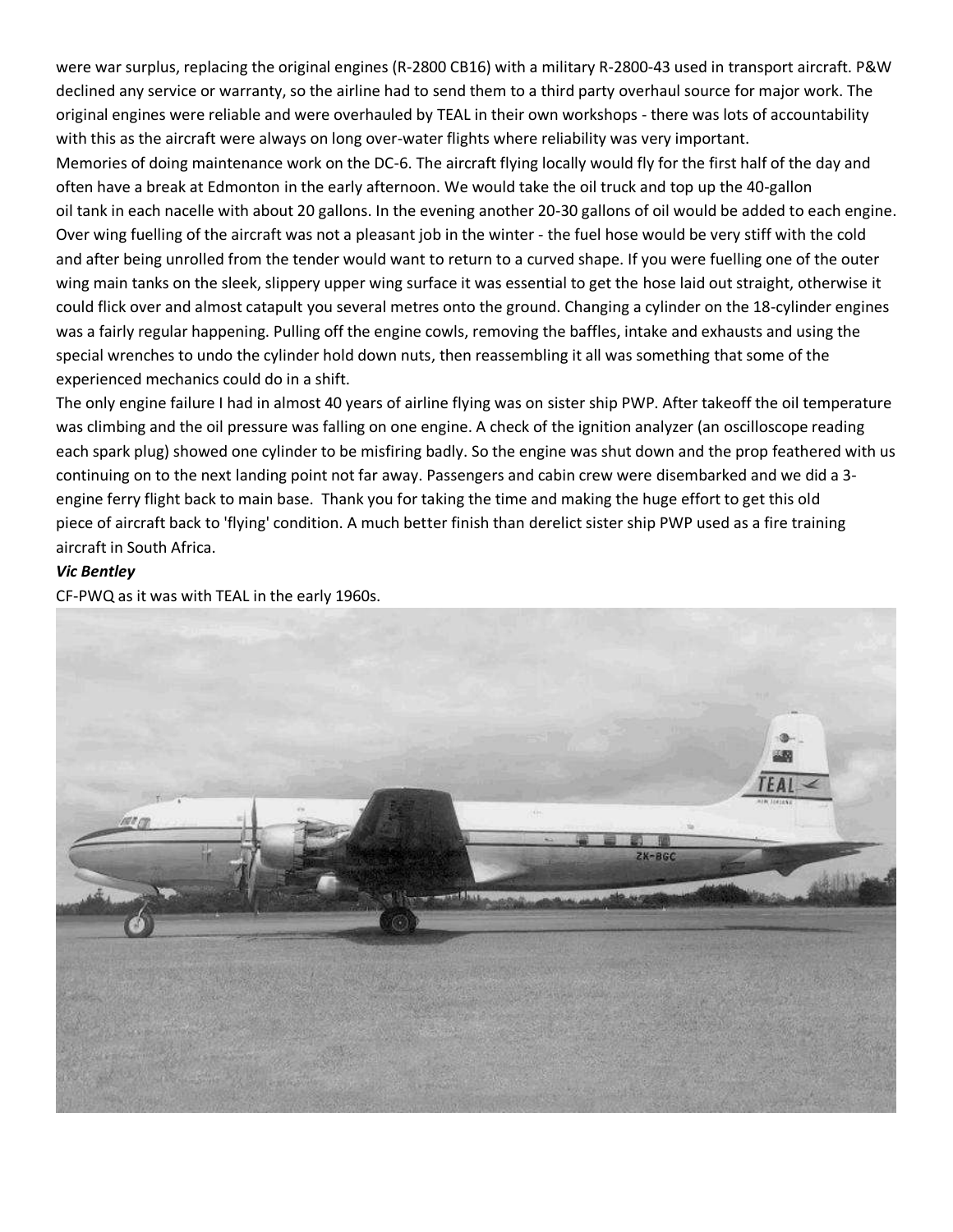were war surplus, replacing the original engines (R-2800 CB16) with a military R-2800-43 used in transport aircraft. P&W declined any service or warranty, so the airline had to send them to a third party overhaul source for major work. The original engines were reliable and were overhauled by TEAL in their own workshops - there was lots of accountability with this as the aircraft were always on long over-water flights where reliability was very important.

Memories of doing maintenance work on the DC-6. The aircraft flying locally would fly for the first half of the day and often have a break at Edmonton in the early afternoon. We would take the oil truck and top up the 40-gallon oil tank in each nacelle with about 20 gallons. In the evening another 20-30 gallons of oil would be added to each engine. Over wing fuelling of the aircraft was not a pleasant job in the winter - the fuel hose would be very stiff with the cold and after being unrolled from the tender would want to return to a curved shape. If you were fuelling one of the outer wing main tanks on the sleek, slippery upper wing surface it was essential to get the hose laid out straight, otherwise it could flick over and almost catapult you several metres onto the ground. Changing a cylinder on the 18-cylinder engines was a fairly regular happening. Pulling off the engine cowls, removing the baffles, intake and exhausts and using the special wrenches to undo the cylinder hold down nuts, then reassembling it all was something that some of the experienced mechanics could do in a shift.

The only engine failure I had in almost 40 years of airline flying was on sister ship PWP. After takeoff the oil temperature was climbing and the oil pressure was falling on one engine. A check of the ignition analyzer (an oscilloscope reading each spark plug) showed one cylinder to be misfiring badly. So the engine was shut down and the prop feathered with us continuing on to the next landing point not far away. Passengers and cabin crew were disembarked and we did a 3-engine ferry flight back to main base. Thank you for taking the time and making the huge effort to get this old piece of aircraft back to 'flying' condition. A much better finish than derelict sister ship PWP used as a fire training aircraft in South Africa.

***Vic Bentley***

CF-PWQ as it was with TEAL in the early 1960s.